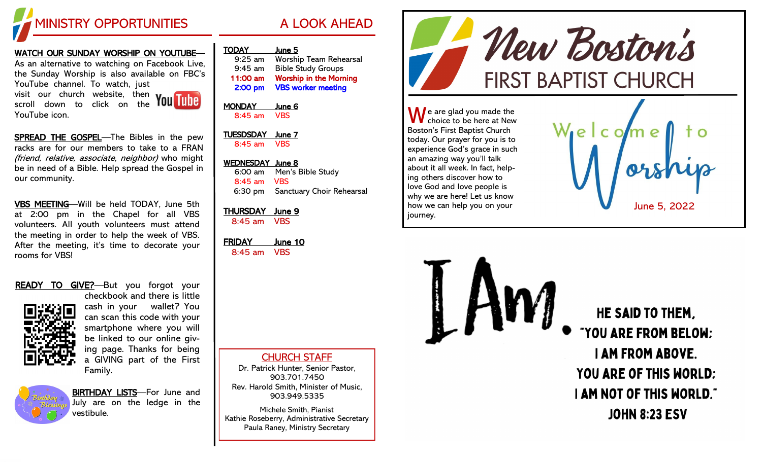## MINISTRY OPPORTUNITIES

**WATCH OUR SUNDAY WORSHIP ON YOUTUBE**—As an alternative to watching on Facebook Live, the Sunday Worship is also available on FBC's YouTube channel. To watch, just visit our church website, then scroll down to click on the YouTube icon.

**SPREAD THE GOSPEL**—The Bibles in the pew racks are for our members to take to a FRAN *(friend, relative, associate, neighbor)* who might be in need of a Bible. Help spread the Gospel in our community.

**VBS MEETING**—Will be held TODAY, June 5th at 2:00 pm in the Chapel for all VBS volunteers. All youth volunteers must attend the meeting in order to help the week of VBS. After the meeting, it's time to decorate your rooms for VBS!

**READY TO GIVE?**—But you forgot your checkbook and there is little cash in your wallet? You can scan this code with your smartphone where you will be linked to our online giving page. Thanks for being a GIVING part of the First Family.

**BIRTHDAY LISTS**—For June and July are on the ledge in the vestibule.

## A LOOK AHEAD

**TODAY June 5**
- 9:25 am Worship Team Rehearsal
- 9:45 am Bible Study Groups
- **11:00 am Worship in the Morning**
- **2:00 pm VBS worker meeting**

**MONDAY June 6**
- 8:45 am VBS

**TUESDSDAY June 7**
- 8:45 am VBS

**WEDNESDAY June 8**
- 6:00 am Men's Bible Study
- 8:45 am VBS
- 6:30 pm Sanctuary Choir Rehearsal

**THURSDAY June 9**
- 8:45 am VBS

**FRIDAY June 10**
- 8:45 am VBS

### CHURCH STAFF

Dr. Patrick Hunter, Senior Pastor, 903.701.7450
Rev. Harold Smith, Minister of Music, 903.949.5335

Michele Smith, Pianist
Kathie Roseberry, Administrative Secretary
Paula Raney, Ministry Secretary

# New Boston's FIRST BAPTIST CHURCH

We are glad you made the choice to be here at New Boston's First Baptist Church today. Our prayer for you is to experience God's grace in such an amazing way you'll talk about it all week. In fact, helping others discover how to love God and love people is why we are here! Let us know how we can help you on your journey.

## Welcome to Worship

June 5, 2022

**I Am.**

HE SAID TO THEM, "YOU ARE FROM BELOW; I AM FROM ABOVE. YOU ARE OF THIS WORLD; I AM NOT OF THIS WORLD."
JOHN 8:23 ESV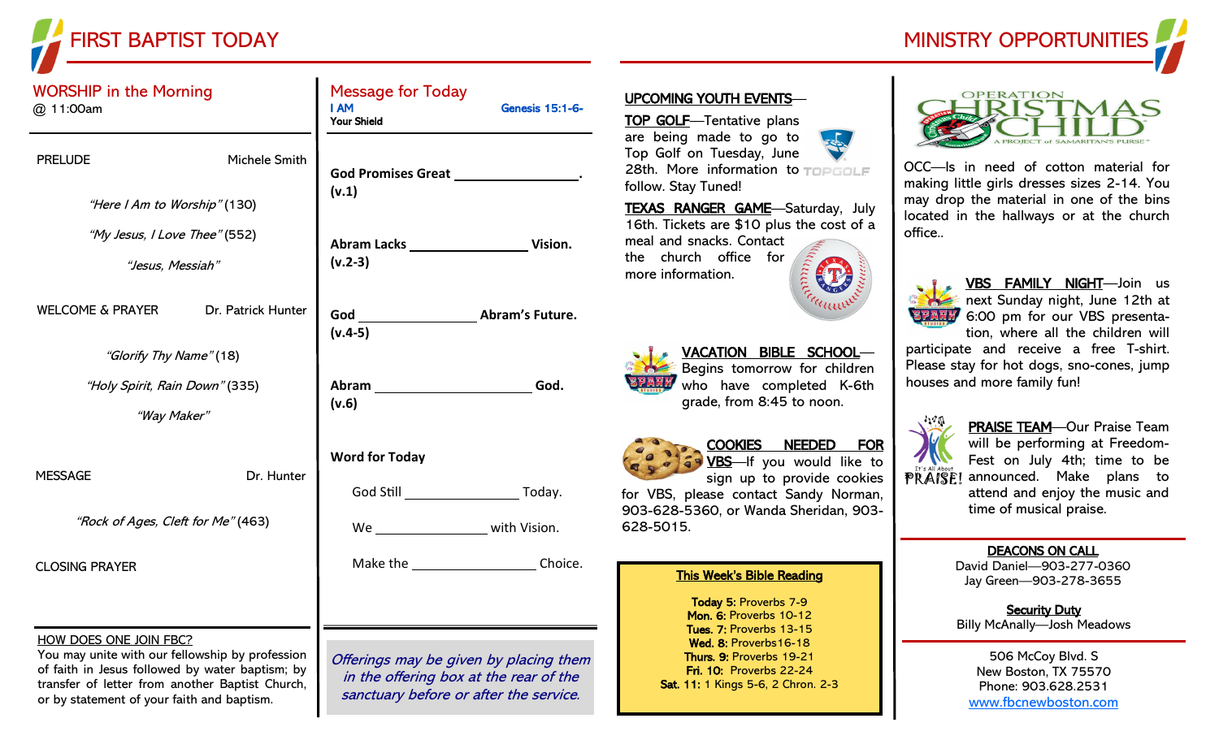# FIRST BAPTIST TODAY

## WORSHIP in the Morning

@ 11:00am

PRELUDE — Michele Smith

*"Here I Am to Worship"* (130)

*"My Jesus, I Love Thee"* (552)

*"Jesus, Messiah"*

WELCOME & PRAYER — Dr. Patrick Hunter

*"Glorify Thy Name"* (18)

*"Holy Spirit, Rain Down"* (335)

*"Way Maker"*

MESSAGE — Dr. Hunter

*"Rock of Ages, Cleft for Me"* (463)

CLOSING PRAYER

**HOW DOES ONE JOIN FBC?**

You may unite with our fellowship by profession of faith in Jesus followed by water baptism; by transfer of letter from another Baptist Church, or by statement of your faith and baptism.

## Message for Today

**I AM** — **Genesis 15:1-6-**

**Your Shield**

**God Promises Great ________________.**
**(v.1)**

**Abram Lacks ________________ Vision.**
**(v.2-3)**

**God ________________ Abram's Future.**
**(v.4-5)**

**Abram ________________ God.**
**(v.6)**

**Word for Today**

God Still ________________ Today.

We ________________ with Vision.

Make the ________________ Choice.

*Offerings may be given by placing them in the offering box at the rear of the sanctuary before or after the service.*

# MINISTRY OPPORTUNITIES

**UPCOMING YOUTH EVENTS—**

**TOP GOLF**—Tentative plans are being made to go to Top Golf on Tuesday, June 28th. More information to follow. Stay Tuned!

**TEXAS RANGER GAME**—Saturday, July 16th. Tickets are $10 plus the cost of a meal and snacks. Contact the church office for more information.

**VACATION BIBLE SCHOOL**—Begins tomorrow for children who have completed K-6th grade, from 8:45 to noon.

**COOKIES NEEDED FOR VBS**—If you would like to sign up to provide cookies for VBS, please contact Sandy Norman, 903-628-5360, or Wanda Sheridan, 903-628-5015.

**This Week's Bible Reading**

**Today 5:** Proverbs 7-9
**Mon. 6:** Proverbs 10-12
**Tues. 7:** Proverbs 13-15
**Wed. 8:** Proverbs16-18
**Thurs. 9:** Proverbs 19-21
**Fri. 10:** Proverbs 22-24
**Sat. 11:** 1 Kings 5-6, 2 Chron. 2-3

OCC—Is in need of cotton material for making little girls dresses sizes 2-14. You may drop the material in one of the bins located in the hallways or at the church office..

**VBS FAMILY NIGHT**—Join us next Sunday night, June 12th at 6:00 pm for our VBS presentation, where all the children will participate and receive a free T-shirt. Please stay for hot dogs, sno-cones, jump houses and more family fun!

**PRAISE TEAM**—Our Praise Team will be performing at Freedom-Fest on July 4th; time to be announced. Make plans to attend and enjoy the music and time of musical praise.

**DEACONS ON CALL**

David Daniel—903-277-0360
Jay Green—903-278-3655

**Security Duty**

Billy McAnally—Josh Meadows

506 McCoy Blvd. S
New Boston, TX 75570
Phone: 903.628.2531
www.fbcnewboston.com